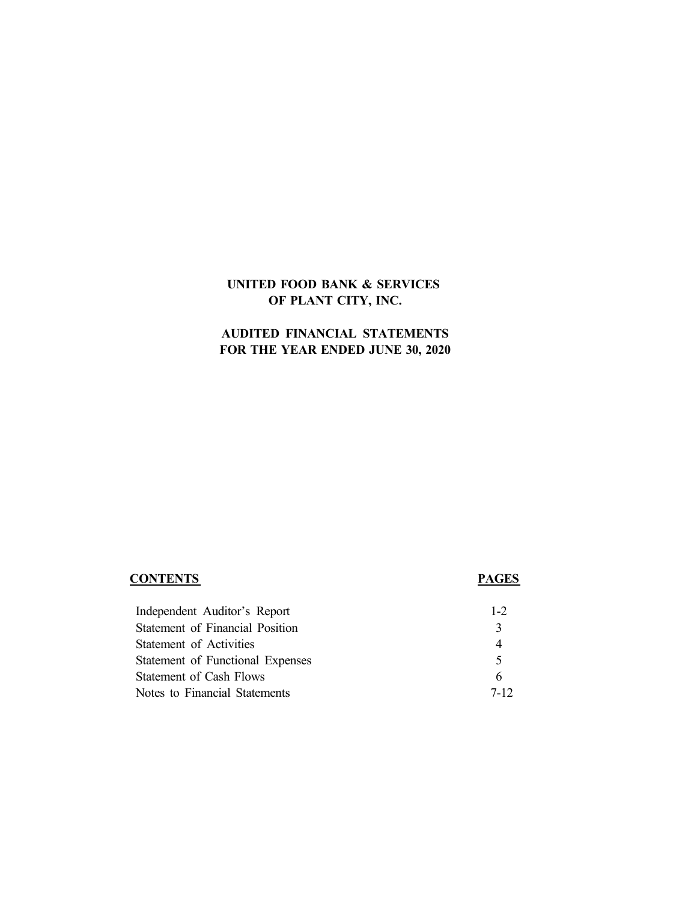# UNITED FOOD BANK & SERVICES OF PLANT CITY, INC.

## AUDITED FINANCIAL STATEMENTS FOR THE YEAR ENDED JUNE 30, 2020

| **CONTENTS** | **PAGES** |
| --- | --- |
| Independent Auditor's Report | 1-2 |
| Statement of Financial Position | 3 |
| Statement of Activities | 4 |
| Statement of Functional Expenses | 5 |
| Statement of Cash Flows | 6 |
| Notes to Financial Statements | 7-12 |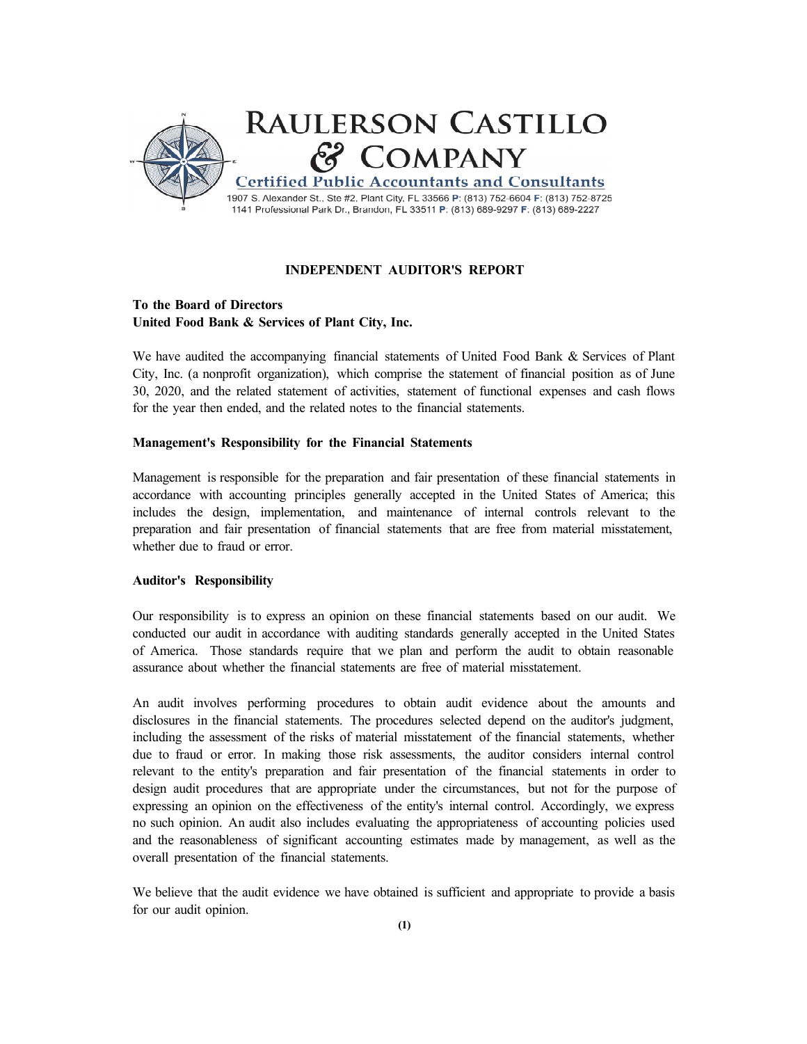# RAULERSON CASTILLO & COMPANY

Certified Public Accountants and Consultants

1907 S. Alexander St., Ste #2, Plant City, FL 33566 P: (813) 752-6604 F: (813) 752-8725
1141 Professional Park Dr., Brandon, FL 33511 P: (813) 689-9297 F: (813) 689-2227

## INDEPENDENT AUDITOR'S REPORT

**To the Board of Directors**
**United Food Bank & Services of Plant City, Inc.**

We have audited the accompanying financial statements of United Food Bank & Services of Plant City, Inc. (a nonprofit organization), which comprise the statement of financial position as of June 30, 2020, and the related statement of activities, statement of functional expenses and cash flows for the year then ended, and the related notes to the financial statements.

### Management's Responsibility for the Financial Statements

Management is responsible for the preparation and fair presentation of these financial statements in accordance with accounting principles generally accepted in the United States of America; this includes the design, implementation, and maintenance of internal controls relevant to the preparation and fair presentation of financial statements that are free from material misstatement, whether due to fraud or error.

### Auditor's Responsibility

Our responsibility is to express an opinion on these financial statements based on our audit. We conducted our audit in accordance with auditing standards generally accepted in the United States of America. Those standards require that we plan and perform the audit to obtain reasonable assurance about whether the financial statements are free of material misstatement.

An audit involves performing procedures to obtain audit evidence about the amounts and disclosures in the financial statements. The procedures selected depend on the auditor's judgment, including the assessment of the risks of material misstatement of the financial statements, whether due to fraud or error. In making those risk assessments, the auditor considers internal control relevant to the entity's preparation and fair presentation of the financial statements in order to design audit procedures that are appropriate under the circumstances, but not for the purpose of expressing an opinion on the effectiveness of the entity's internal control. Accordingly, we express no such opinion. An audit also includes evaluating the appropriateness of accounting policies used and the reasonableness of significant accounting estimates made by management, as well as the overall presentation of the financial statements.

We believe that the audit evidence we have obtained is sufficient and appropriate to provide a basis for our audit opinion.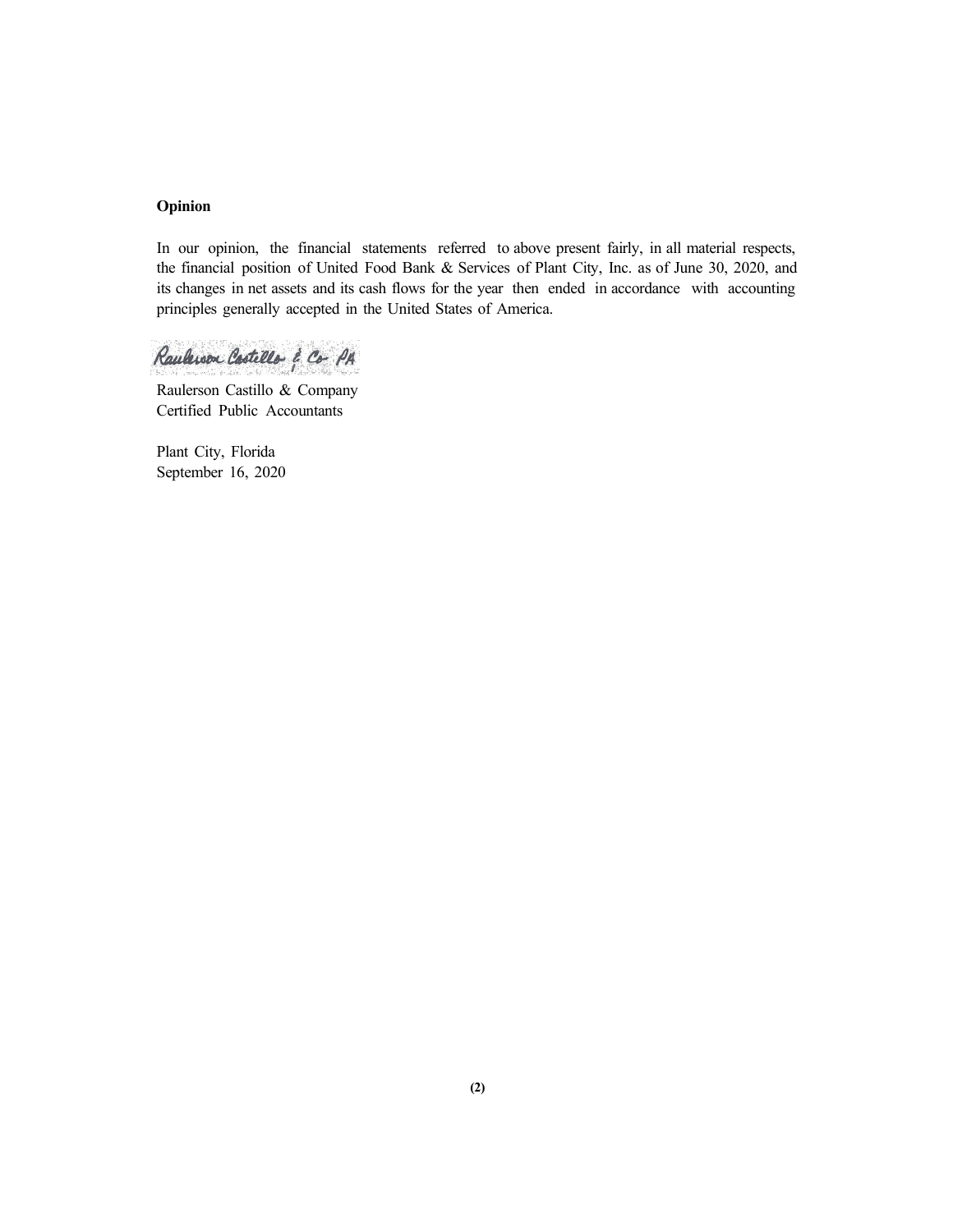**Opinion**

In our opinion, the financial statements referred to above present fairly, in all material respects, the financial position of United Food Bank & Services of Plant City, Inc. as of June 30, 2020, and its changes in net assets and its cash flows for the year then ended in accordance with accounting principles generally accepted in the United States of America.

Raulerson Castillo & Co PA

Raulerson Castillo & Company
Certified Public Accountants

Plant City, Florida
September 16, 2020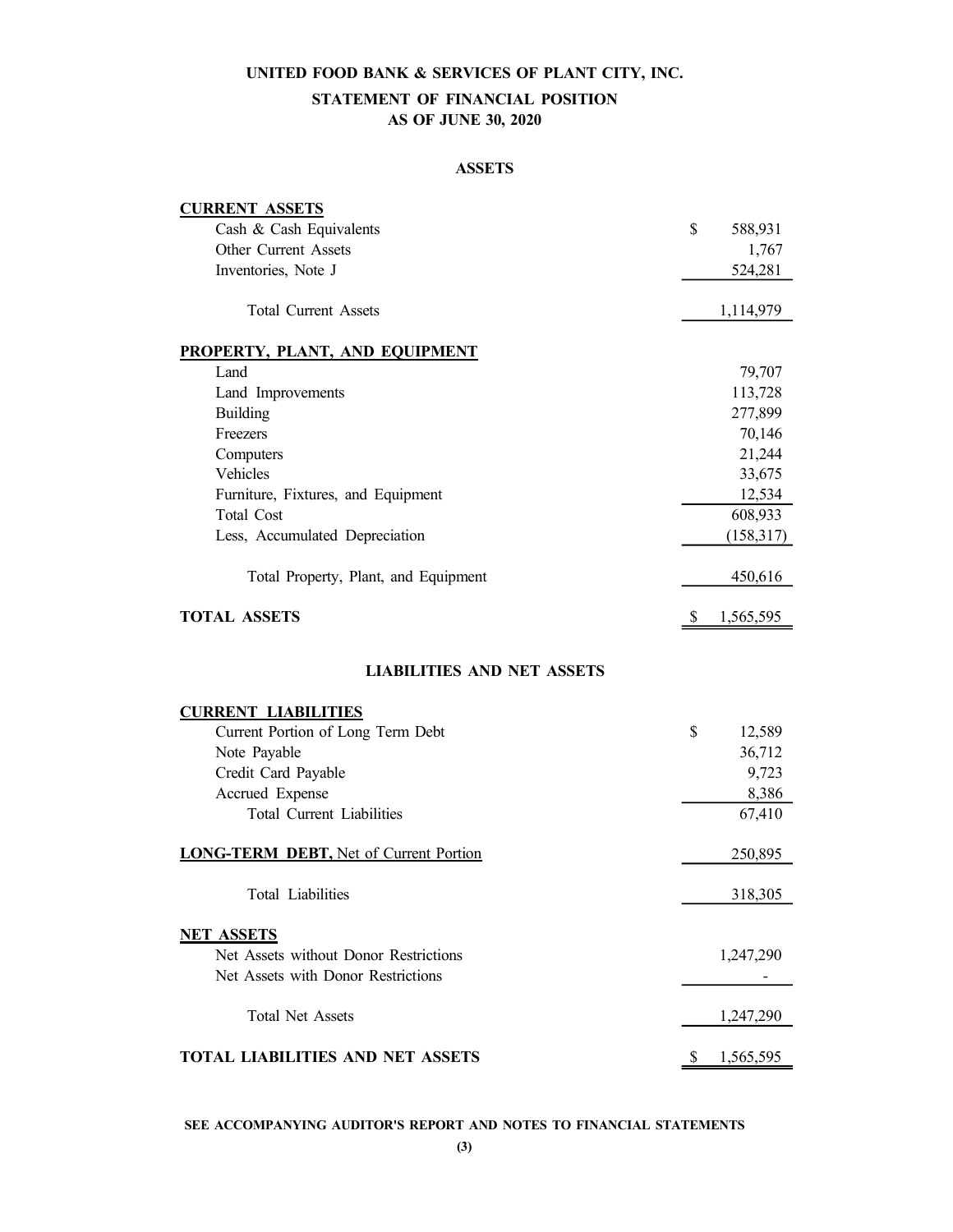# UNITED FOOD BANK & SERVICES OF PLANT CITY, INC.

## STATEMENT OF FINANCIAL POSITION

### AS OF JUNE 30, 2020

#### ASSETS

| | |
|---|---|
| **CURRENT ASSETS** | |
| Cash & Cash Equivalents | $ 588,931 |
| Other Current Assets | 1,767 |
| Inventories, Note J | 524,281 |
| Total Current Assets | 1,114,979 |
| **PROPERTY, PLANT, AND EQUIPMENT** | |
| Land | 79,707 |
| Land Improvements | 113,728 |
| Building | 277,899 |
| Freezers | 70,146 |
| Computers | 21,244 |
| Vehicles | 33,675 |
| Furniture, Fixtures, and Equipment | 12,534 |
| Total Cost | 608,933 |
| Less, Accumulated Depreciation | (158,317) |
| Total Property, Plant, and Equipment | 450,616 |
| **TOTAL ASSETS** | $ 1,565,595 |

#### LIABILITIES AND NET ASSETS

| | |
|---|---|
| **CURRENT LIABILITIES** | |
| Current Portion of Long Term Debt | $ 12,589 |
| Note Payable | 36,712 |
| Credit Card Payable | 9,723 |
| Accrued Expense | 8,386 |
| Total Current Liabilities | 67,410 |
| **LONG-TERM DEBT,** Net of Current Portion | 250,895 |
| Total Liabilities | 318,305 |
| **NET ASSETS** | |
| Net Assets without Donor Restrictions | 1,247,290 |
| Net Assets with Donor Restrictions | - |
| Total Net Assets | 1,247,290 |
| **TOTAL LIABILITIES AND NET ASSETS** | $ 1,565,595 |

**SEE ACCOMPANYING AUDITOR'S REPORT AND NOTES TO FINANCIAL STATEMENTS**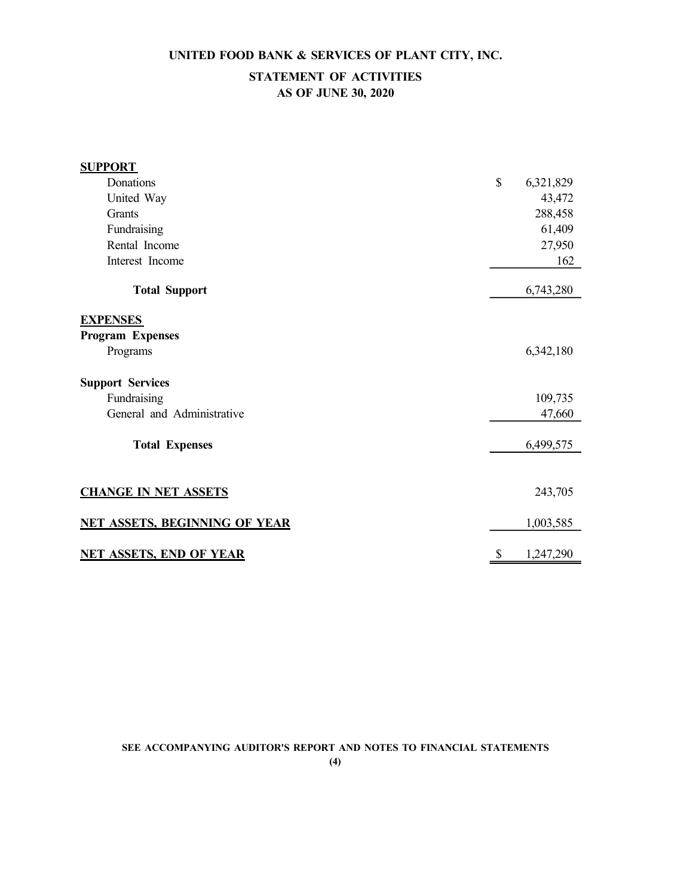# UNITED FOOD BANK & SERVICES OF PLANT CITY, INC.

## STATEMENT OF ACTIVITIES
## AS OF JUNE 30, 2020

| | |
|---|---|
| **SUPPORT** | |
| Donations | $ 6,321,829 |
| United Way | 43,472 |
| Grants | 288,458 |
| Fundraising | 61,409 |
| Rental Income | 27,950 |
| Interest Income | 162 |
| **Total Support** | 6,743,280 |
| **EXPENSES** | |
| **Program Expenses** | |
| Programs | 6,342,180 |
| **Support Services** | |
| Fundraising | 109,735 |
| General and Administrative | 47,660 |
| **Total Expenses** | 6,499,575 |
| **CHANGE IN NET ASSETS** | 243,705 |
| **NET ASSETS, BEGINNING OF YEAR** | 1,003,585 |
| **NET ASSETS, END OF YEAR** | $ 1,247,290 |

SEE ACCOMPANYING AUDITOR'S REPORT AND NOTES TO FINANCIAL STATEMENTS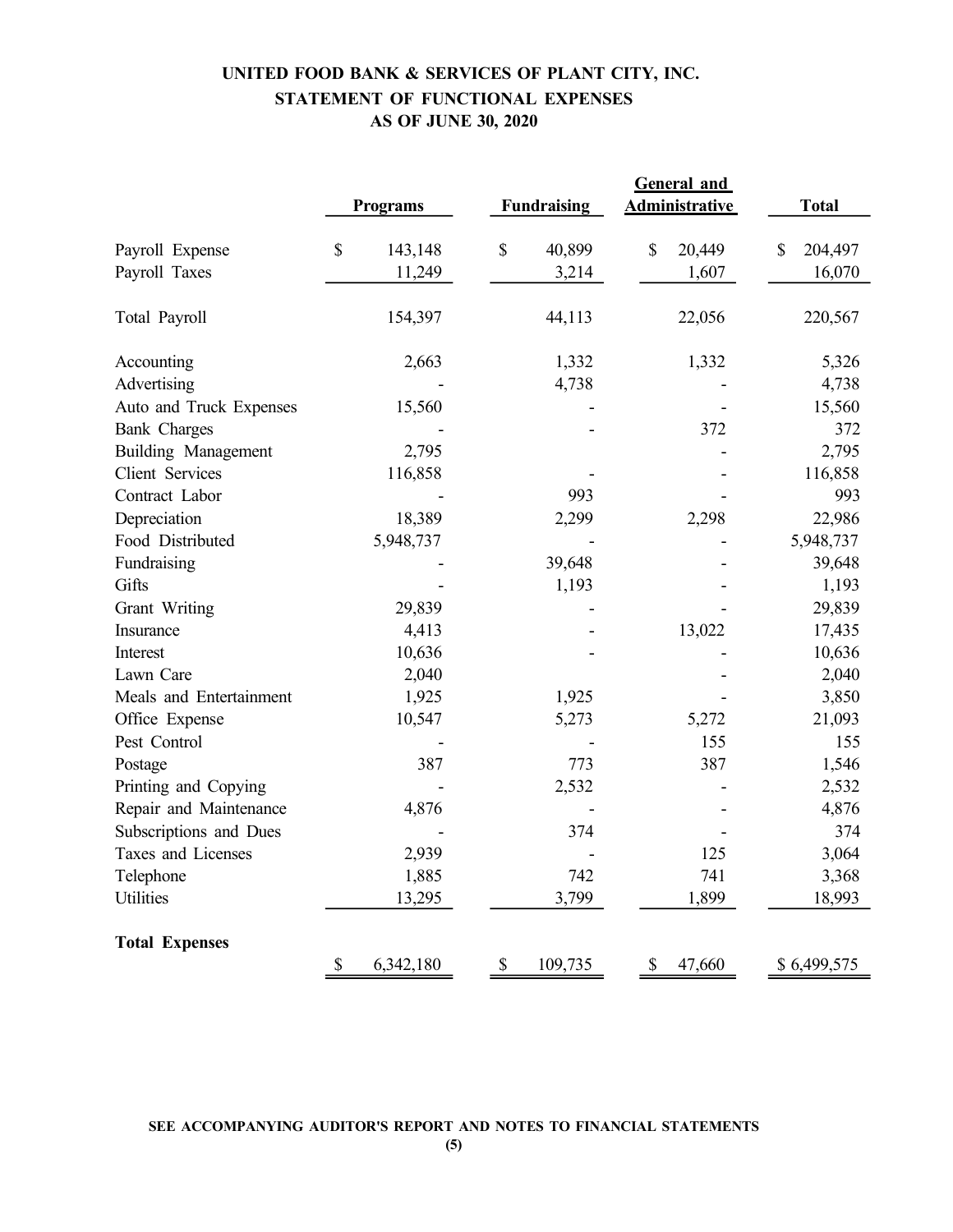# UNITED FOOD BANK & SERVICES OF PLANT CITY, INC.
## STATEMENT OF FUNCTIONAL EXPENSES
## AS OF JUNE 30, 2020

| | Programs | Fundraising | General and Administrative | Total |
|---|---|---|---|---|
| Payroll Expense | $ 143,148 | $ 40,899 | $ 20,449 | $ 204,497 |
| Payroll Taxes | 11,249 | 3,214 | 1,607 | 16,070 |
| Total Payroll | 154,397 | 44,113 | 22,056 | 220,567 |
| Accounting | 2,663 | 1,332 | 1,332 | 5,326 |
| Advertising | - | 4,738 | - | 4,738 |
| Auto and Truck Expenses | 15,560 | - | - | 15,560 |
| Bank Charges | - | - | 372 | 372 |
| Building Management | 2,795 | | - | 2,795 |
| Client Services | 116,858 | - | - | 116,858 |
| Contract Labor | - | 993 | - | 993 |
| Depreciation | 18,389 | 2,299 | 2,298 | 22,986 |
| Food Distributed | 5,948,737 | - | - | 5,948,737 |
| Fundraising | - | 39,648 | - | 39,648 |
| Gifts | - | 1,193 | - | 1,193 |
| Grant Writing | 29,839 | - | - | 29,839 |
| Insurance | 4,413 | - | 13,022 | 17,435 |
| Interest | 10,636 | - | - | 10,636 |
| Lawn Care | 2,040 | | - | 2,040 |
| Meals and Entertainment | 1,925 | 1,925 | - | 3,850 |
| Office Expense | 10,547 | 5,273 | 5,272 | 21,093 |
| Pest Control | - | - | 155 | 155 |
| Postage | 387 | 773 | 387 | 1,546 |
| Printing and Copying | - | 2,532 | - | 2,532 |
| Repair and Maintenance | 4,876 | - | - | 4,876 |
| Subscriptions and Dues | - | 374 | - | 374 |
| Taxes and Licenses | 2,939 | - | 125 | 3,064 |
| Telephone | 1,885 | 742 | 741 | 3,368 |
| Utilities | 13,295 | 3,799 | 1,899 | 18,993 |
| **Total Expenses** | $ 6,342,180 | $ 109,735 | $ 47,660 | $ 6,499,575 |

SEE ACCOMPANYING AUDITOR'S REPORT AND NOTES TO FINANCIAL STATEMENTS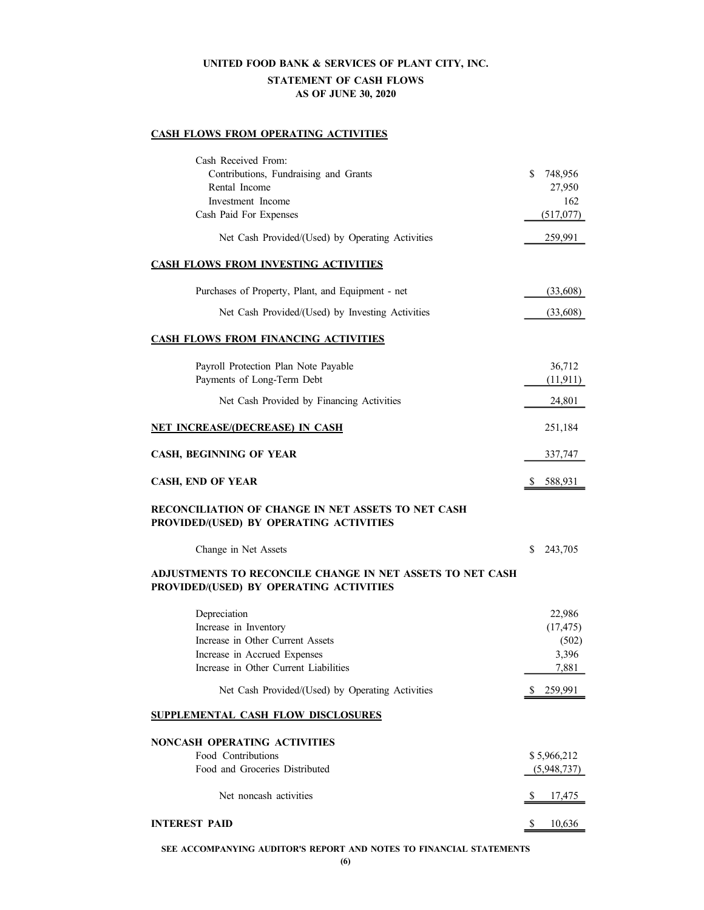# UNITED FOOD BANK & SERVICES OF PLANT CITY, INC.

## STATEMENT OF CASH FLOWS
### AS OF JUNE 30, 2020

**CASH FLOWS FROM OPERATING ACTIVITIES**

| | |
|---|---|
| Cash Received From: | |
| Contributions, Fundraising and Grants | $ 748,956 |
| Rental Income | 27,950 |
| Investment Income | 162 |
| Cash Paid For Expenses | (517,077) |
| Net Cash Provided/(Used) by Operating Activities | 259,991 |

**CASH FLOWS FROM INVESTING ACTIVITIES**

| | |
|---|---|
| Purchases of Property, Plant, and Equipment - net | (33,608) |
| Net Cash Provided/(Used) by Investing Activities | (33,608) |

**CASH FLOWS FROM FINANCING ACTIVITIES**

| | |
|---|---|
| Payroll Protection Plan Note Payable | 36,712 |
| Payments of Long-Term Debt | (11,911) |
| Net Cash Provided by Financing Activities | 24,801 |

| | |
|---|---|
| **NET INCREASE/(DECREASE) IN CASH** | 251,184 |
| **CASH, BEGINNING OF YEAR** | 337,747 |
| **CASH, END OF YEAR** | $ 588,931 |

**RECONCILIATION OF CHANGE IN NET ASSETS TO NET CASH PROVIDED/(USED) BY OPERATING ACTIVITIES**

| | |
|---|---|
| Change in Net Assets | $ 243,705 |

**ADJUSTMENTS TO RECONCILE CHANGE IN NET ASSETS TO NET CASH PROVIDED/(USED) BY OPERATING ACTIVITIES**

| | |
|---|---|
| Depreciation | 22,986 |
| Increase in Inventory | (17,475) |
| Increase in Other Current Assets | (502) |
| Increase in Accrued Expenses | 3,396 |
| Increase in Other Current Liabilities | 7,881 |
| Net Cash Provided/(Used) by Operating Activities | $ 259,991 |

**SUPPLEMENTAL CASH FLOW DISCLOSURES**

**NONCASH OPERATING ACTIVITIES**

| | |
|---|---|
| Food Contributions | $ 5,966,212 |
| Food and Groceries Distributed | (5,948,737) |
| Net noncash activities | $ 17,475 |

| | |
|---|---|
| **INTEREST PAID** | $ 10,636 |

SEE ACCOMPANYING AUDITOR'S REPORT AND NOTES TO FINANCIAL STATEMENTS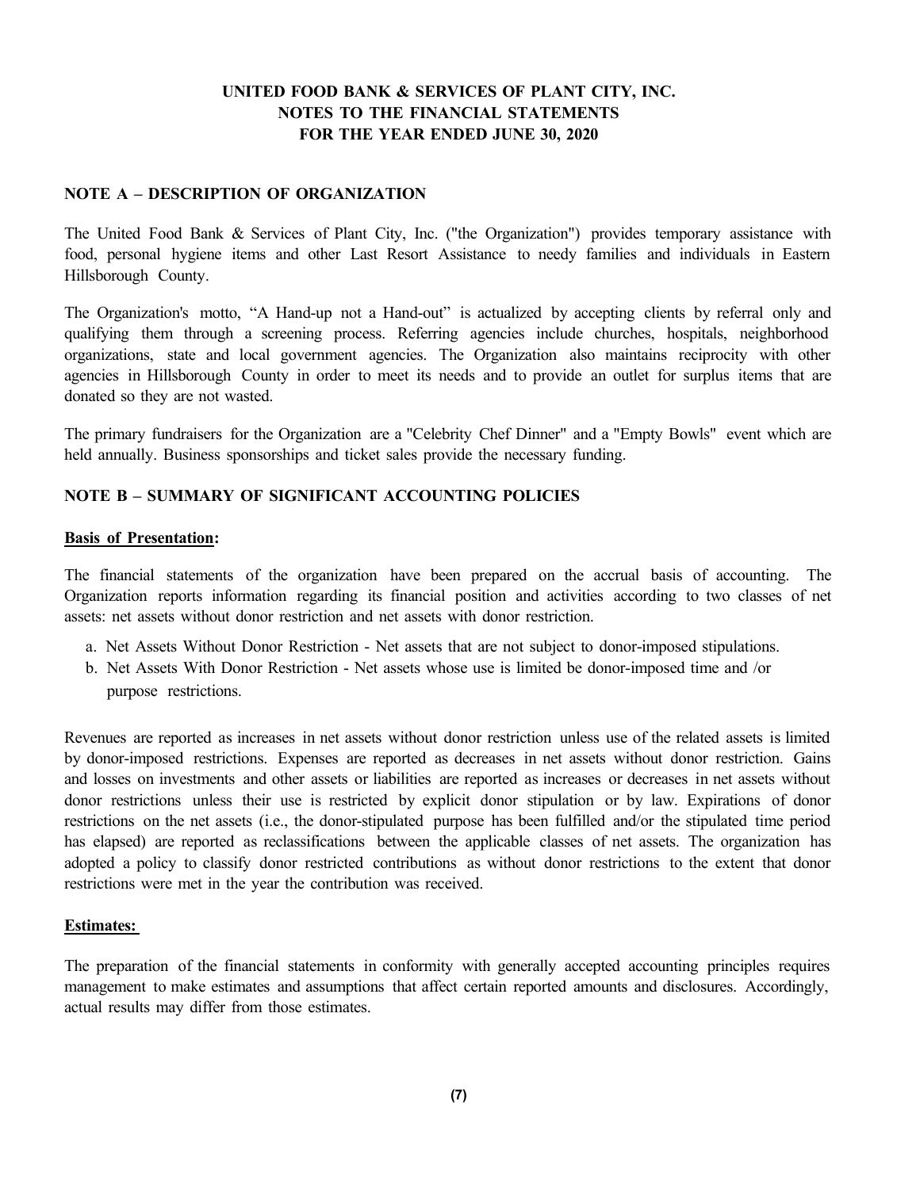# UNITED FOOD BANK & SERVICES OF PLANT CITY, INC.
## NOTES TO THE FINANCIAL STATEMENTS
## FOR THE YEAR ENDED JUNE 30, 2020

### NOTE A – DESCRIPTION OF ORGANIZATION

The United Food Bank & Services of Plant City, Inc. ("the Organization") provides temporary assistance with food, personal hygiene items and other Last Resort Assistance to needy families and individuals in Eastern Hillsborough County.

The Organization's motto, "A Hand-up not a Hand-out" is actualized by accepting clients by referral only and qualifying them through a screening process. Referring agencies include churches, hospitals, neighborhood organizations, state and local government agencies. The Organization also maintains reciprocity with other agencies in Hillsborough County in order to meet its needs and to provide an outlet for surplus items that are donated so they are not wasted.

The primary fundraisers for the Organization are a "Celebrity Chef Dinner" and a "Empty Bowls" event which are held annually. Business sponsorships and ticket sales provide the necessary funding.

### NOTE B – SUMMARY OF SIGNIFICANT ACCOUNTING POLICIES

**Basis of Presentation:**

The financial statements of the organization have been prepared on the accrual basis of accounting. The Organization reports information regarding its financial position and activities according to two classes of net assets: net assets without donor restriction and net assets with donor restriction.

a. Net Assets Without Donor Restriction - Net assets that are not subject to donor-imposed stipulations.
b. Net Assets With Donor Restriction - Net assets whose use is limited be donor-imposed time and /or purpose restrictions.

Revenues are reported as increases in net assets without donor restriction unless use of the related assets is limited by donor-imposed restrictions. Expenses are reported as decreases in net assets without donor restriction. Gains and losses on investments and other assets or liabilities are reported as increases or decreases in net assets without donor restrictions unless their use is restricted by explicit donor stipulation or by law. Expirations of donor restrictions on the net assets (i.e., the donor-stipulated purpose has been fulfilled and/or the stipulated time period has elapsed) are reported as reclassifications between the applicable classes of net assets. The organization has adopted a policy to classify donor restricted contributions as without donor restrictions to the extent that donor restrictions were met in the year the contribution was received.

**Estimates:**

The preparation of the financial statements in conformity with generally accepted accounting principles requires management to make estimates and assumptions that affect certain reported amounts and disclosures. Accordingly, actual results may differ from those estimates.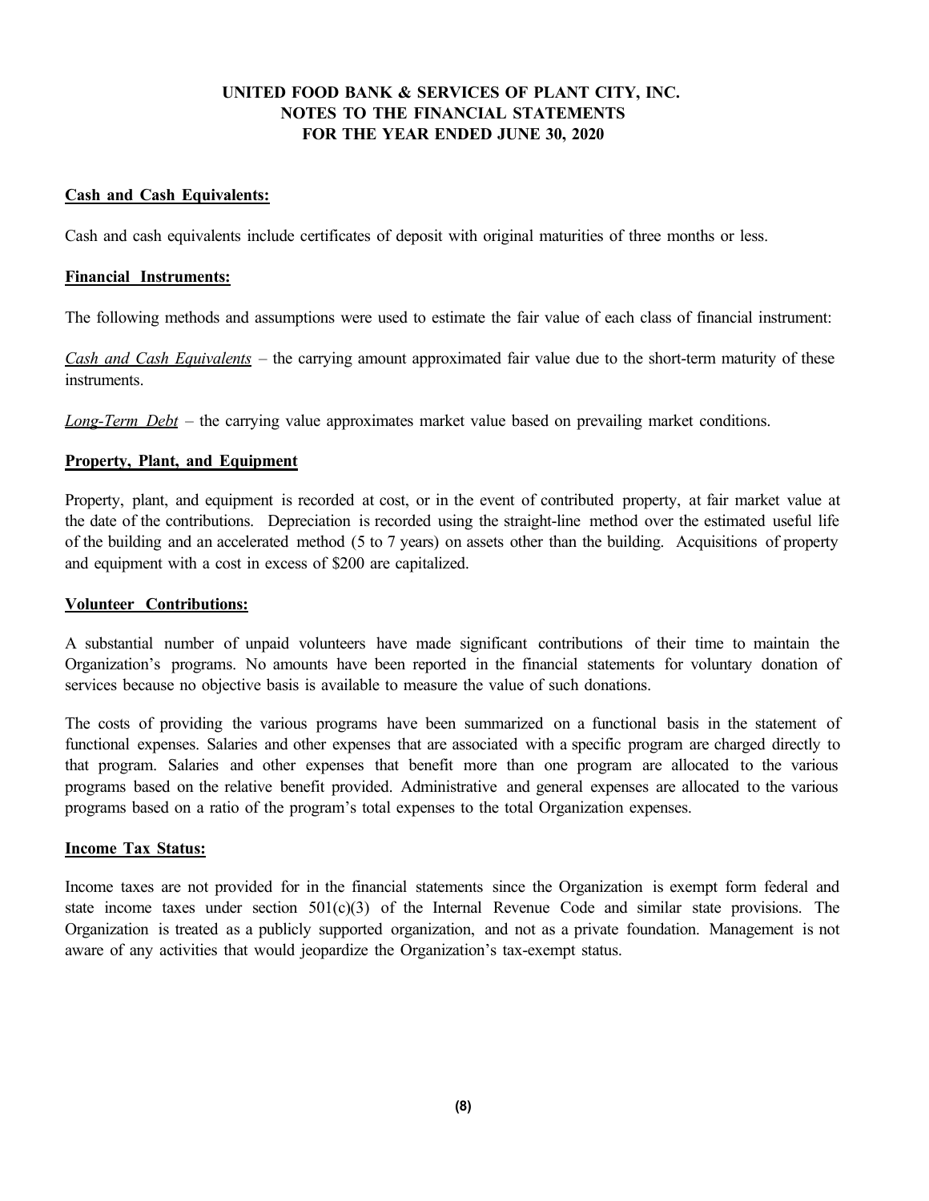**UNITED FOOD BANK & SERVICES OF PLANT CITY, INC.**
**NOTES TO THE FINANCIAL STATEMENTS**
**FOR THE YEAR ENDED JUNE 30, 2020**

**Cash and Cash Equivalents:**

Cash and cash equivalents include certificates of deposit with original maturities of three months or less.

**Financial Instruments:**

The following methods and assumptions were used to estimate the fair value of each class of financial instrument:

*Cash and Cash Equivalents* – the carrying amount approximated fair value due to the short-term maturity of these instruments.

*Long-Term Debt* – the carrying value approximates market value based on prevailing market conditions.

**Property, Plant, and Equipment**

Property, plant, and equipment is recorded at cost, or in the event of contributed property, at fair market value at the date of the contributions. Depreciation is recorded using the straight-line method over the estimated useful life of the building and an accelerated method (5 to 7 years) on assets other than the building. Acquisitions of property and equipment with a cost in excess of $200 are capitalized.

**Volunteer Contributions:**

A substantial number of unpaid volunteers have made significant contributions of their time to maintain the Organization's programs. No amounts have been reported in the financial statements for voluntary donation of services because no objective basis is available to measure the value of such donations.

The costs of providing the various programs have been summarized on a functional basis in the statement of functional expenses. Salaries and other expenses that are associated with a specific program are charged directly to that program. Salaries and other expenses that benefit more than one program are allocated to the various programs based on the relative benefit provided. Administrative and general expenses are allocated to the various programs based on a ratio of the program's total expenses to the total Organization expenses.

**Income Tax Status:**

Income taxes are not provided for in the financial statements since the Organization is exempt form federal and state income taxes under section 501(c)(3) of the Internal Revenue Code and similar state provisions. The Organization is treated as a publicly supported organization, and not as a private foundation. Management is not aware of any activities that would jeopardize the Organization's tax-exempt status.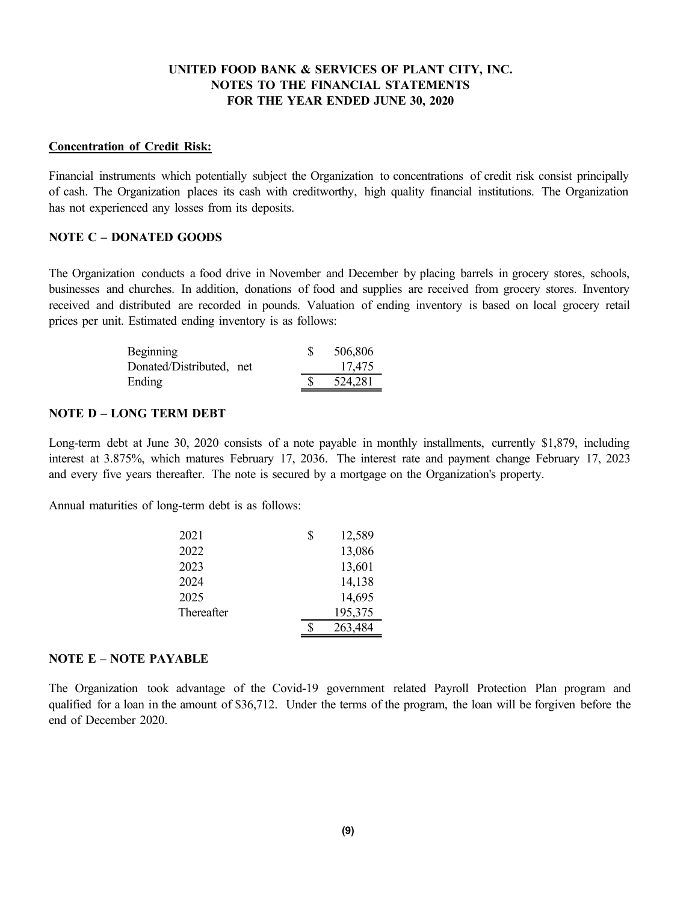**UNITED FOOD BANK & SERVICES OF PLANT CITY, INC.**
**NOTES TO THE FINANCIAL STATEMENTS**
**FOR THE YEAR ENDED JUNE 30, 2020**

**Concentration of Credit Risk:**

Financial instruments which potentially subject the Organization to concentrations of credit risk consist principally of cash. The Organization places its cash with creditworthy, high quality financial institutions. The Organization has not experienced any losses from its deposits.

### NOTE C – DONATED GOODS

The Organization conducts a food drive in November and December by placing barrels in grocery stores, schools, businesses and churches. In addition, donations of food and supplies are received from grocery stores. Inventory received and distributed are recorded in pounds. Valuation of ending inventory is based on local grocery retail prices per unit. Estimated ending inventory is as follows:

| | | |
|---|---|---|
| Beginning | $ | 506,806 |
| Donated/Distributed, net | | 17,475 |
| Ending | $ | 524,281 |

### NOTE D – LONG TERM DEBT

Long-term debt at June 30, 2020 consists of a note payable in monthly installments, currently $1,879, including interest at 3.875%, which matures February 17, 2036. The interest rate and payment change February 17, 2023 and every five years thereafter. The note is secured by a mortgage on the Organization's property.

Annual maturities of long-term debt is as follows:

| | | |
|---|---|---|
| 2021 | $ | 12,589 |
| 2022 | | 13,086 |
| 2023 | | 13,601 |
| 2024 | | 14,138 |
| 2025 | | 14,695 |
| Thereafter | | 195,375 |
| | $ | 263,484 |

### NOTE E – NOTE PAYABLE

The Organization took advantage of the Covid-19 government related Payroll Protection Plan program and qualified for a loan in the amount of $36,712. Under the terms of the program, the loan will be forgiven before the end of December 2020.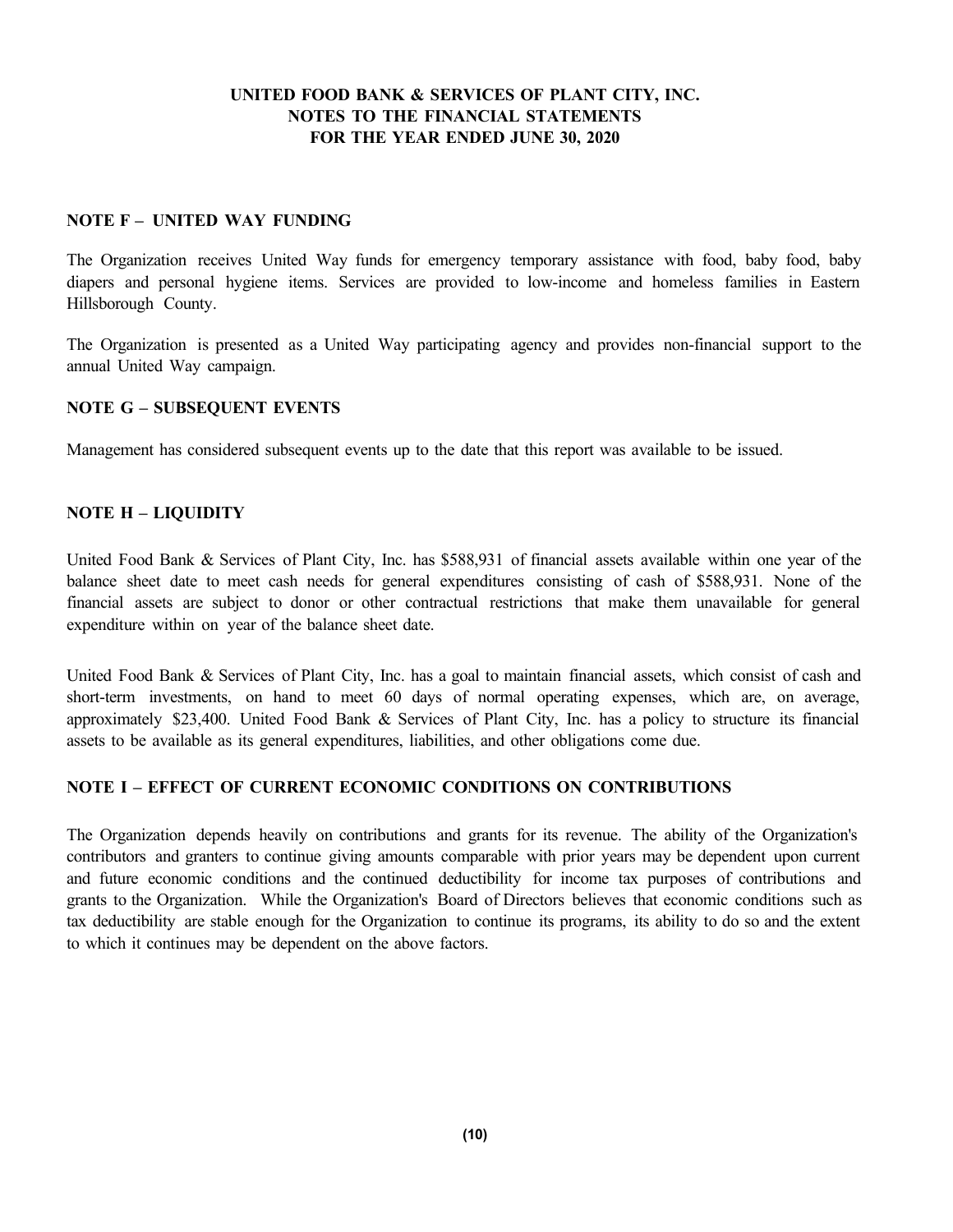**UNITED FOOD BANK & SERVICES OF PLANT CITY, INC.**
**NOTES TO THE FINANCIAL STATEMENTS**
**FOR THE YEAR ENDED JUNE 30, 2020**

## NOTE F – UNITED WAY FUNDING

The Organization receives United Way funds for emergency temporary assistance with food, baby food, baby diapers and personal hygiene items. Services are provided to low-income and homeless families in Eastern Hillsborough County.

The Organization is presented as a United Way participating agency and provides non-financial support to the annual United Way campaign.

## NOTE G – SUBSEQUENT EVENTS

Management has considered subsequent events up to the date that this report was available to be issued.

## NOTE H – LIQUIDITY

United Food Bank & Services of Plant City, Inc. has $588,931 of financial assets available within one year of the balance sheet date to meet cash needs for general expenditures consisting of cash of $588,931. None of the financial assets are subject to donor or other contractual restrictions that make them unavailable for general expenditure within on year of the balance sheet date.

United Food Bank & Services of Plant City, Inc. has a goal to maintain financial assets, which consist of cash and short-term investments, on hand to meet 60 days of normal operating expenses, which are, on average, approximately $23,400. United Food Bank & Services of Plant City, Inc. has a policy to structure its financial assets to be available as its general expenditures, liabilities, and other obligations come due.

## NOTE I – EFFECT OF CURRENT ECONOMIC CONDITIONS ON CONTRIBUTIONS

The Organization depends heavily on contributions and grants for its revenue. The ability of the Organization's contributors and granters to continue giving amounts comparable with prior years may be dependent upon current and future economic conditions and the continued deductibility for income tax purposes of contributions and grants to the Organization. While the Organization's Board of Directors believes that economic conditions such as tax deductibility are stable enough for the Organization to continue its programs, its ability to do so and the extent to which it continues may be dependent on the above factors.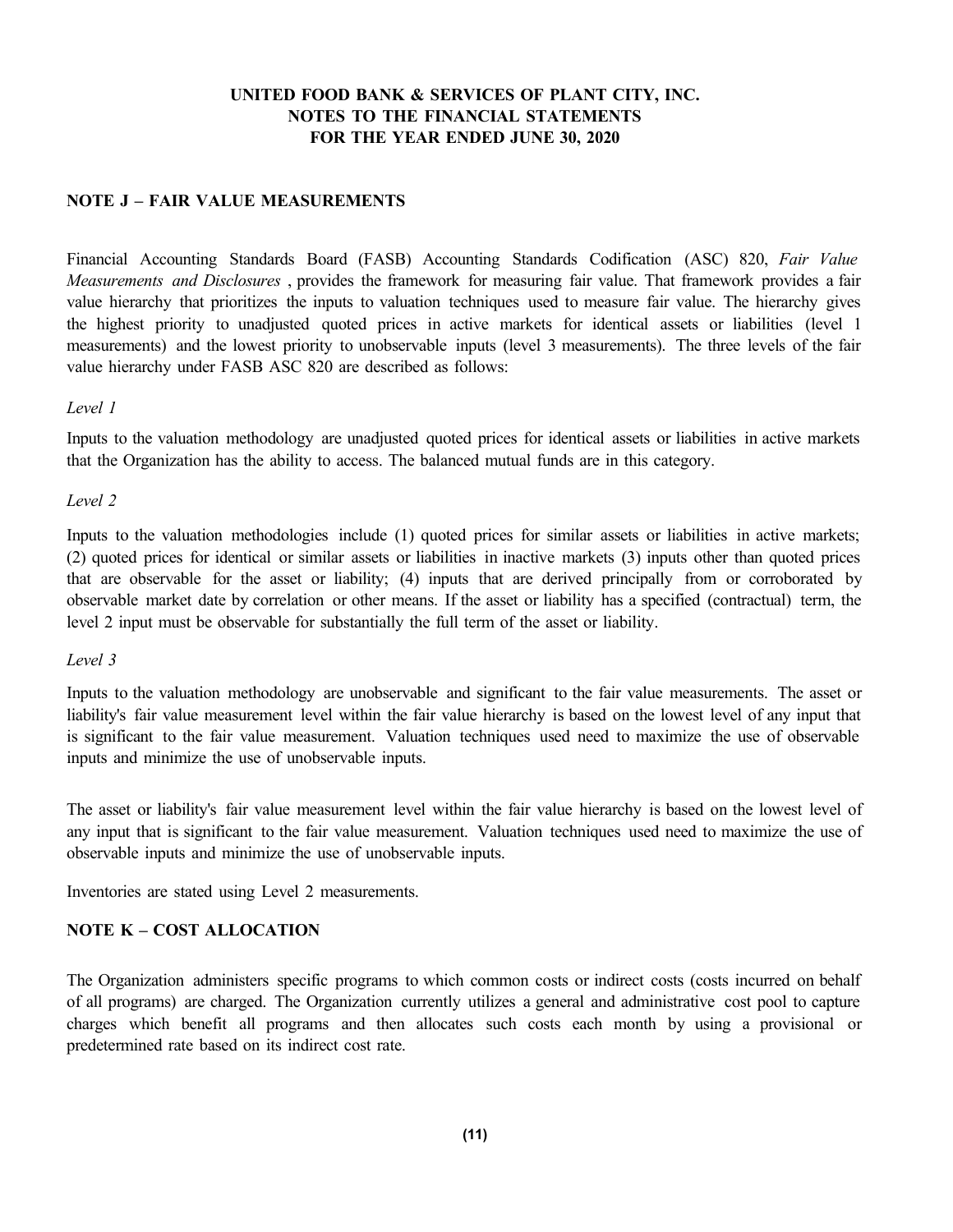# UNITED FOOD BANK & SERVICES OF PLANT CITY, INC.
# NOTES TO THE FINANCIAL STATEMENTS
# FOR THE YEAR ENDED JUNE 30, 2020

## NOTE J – FAIR VALUE MEASUREMENTS

Financial Accounting Standards Board (FASB) Accounting Standards Codification (ASC) 820, *Fair Value Measurements and Disclosures* , provides the framework for measuring fair value. That framework provides a fair value hierarchy that prioritizes the inputs to valuation techniques used to measure fair value. The hierarchy gives the highest priority to unadjusted quoted prices in active markets for identical assets or liabilities (level 1 measurements) and the lowest priority to unobservable inputs (level 3 measurements). The three levels of the fair value hierarchy under FASB ASC 820 are described as follows:

*Level 1*

Inputs to the valuation methodology are unadjusted quoted prices for identical assets or liabilities in active markets that the Organization has the ability to access. The balanced mutual funds are in this category.

*Level 2*

Inputs to the valuation methodologies include (1) quoted prices for similar assets or liabilities in active markets; (2) quoted prices for identical or similar assets or liabilities in inactive markets (3) inputs other than quoted prices that are observable for the asset or liability; (4) inputs that are derived principally from or corroborated by observable market date by correlation or other means. If the asset or liability has a specified (contractual) term, the level 2 input must be observable for substantially the full term of the asset or liability.

*Level 3*

Inputs to the valuation methodology are unobservable and significant to the fair value measurements. The asset or liability's fair value measurement level within the fair value hierarchy is based on the lowest level of any input that is significant to the fair value measurement. Valuation techniques used need to maximize the use of observable inputs and minimize the use of unobservable inputs.

The asset or liability's fair value measurement level within the fair value hierarchy is based on the lowest level of any input that is significant to the fair value measurement. Valuation techniques used need to maximize the use of observable inputs and minimize the use of unobservable inputs.

Inventories are stated using Level 2 measurements.

## NOTE K – COST ALLOCATION

The Organization administers specific programs to which common costs or indirect costs (costs incurred on behalf of all programs) are charged. The Organization currently utilizes a general and administrative cost pool to capture charges which benefit all programs and then allocates such costs each month by using a provisional or predetermined rate based on its indirect cost rate.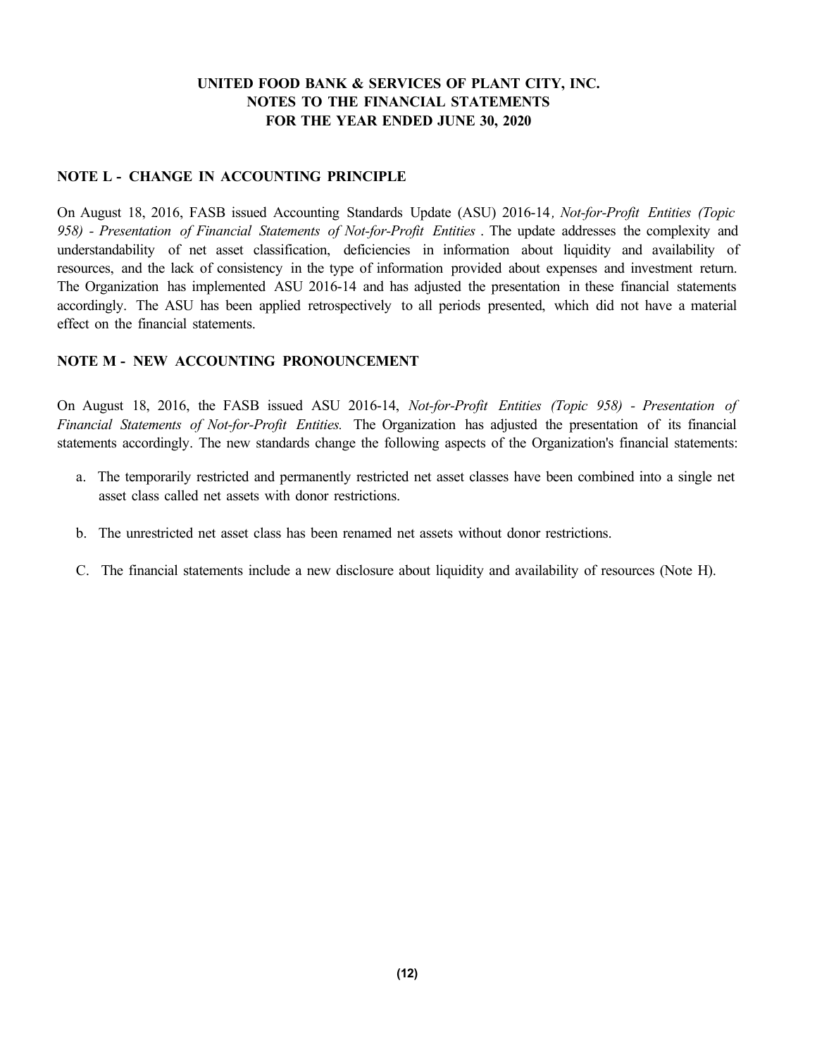# UNITED FOOD BANK & SERVICES OF PLANT CITY, INC.
# NOTES TO THE FINANCIAL STATEMENTS
# FOR THE YEAR ENDED JUNE 30, 2020

## NOTE L - CHANGE IN ACCOUNTING PRINCIPLE

On August 18, 2016, FASB issued Accounting Standards Update (ASU) 2016-14*, Not-for-Profit Entities (Topic 958) - Presentation of Financial Statements of Not-for-Profit Entities* . The update addresses the complexity and understandability of net asset classification, deficiencies in information about liquidity and availability of resources, and the lack of consistency in the type of information provided about expenses and investment return. The Organization has implemented ASU 2016-14 and has adjusted the presentation in these financial statements accordingly. The ASU has been applied retrospectively to all periods presented, which did not have a material effect on the financial statements.

## NOTE M - NEW ACCOUNTING PRONOUNCEMENT

On August 18, 2016, the FASB issued ASU 2016-14, *Not-for-Profit Entities (Topic 958) - Presentation of Financial Statements of Not-for-Profit Entities.* The Organization has adjusted the presentation of its financial statements accordingly. The new standards change the following aspects of the Organization's financial statements:

a. The temporarily restricted and permanently restricted net asset classes have been combined into a single net asset class called net assets with donor restrictions.

b. The unrestricted net asset class has been renamed net assets without donor restrictions.

C. The financial statements include a new disclosure about liquidity and availability of resources (Note H).